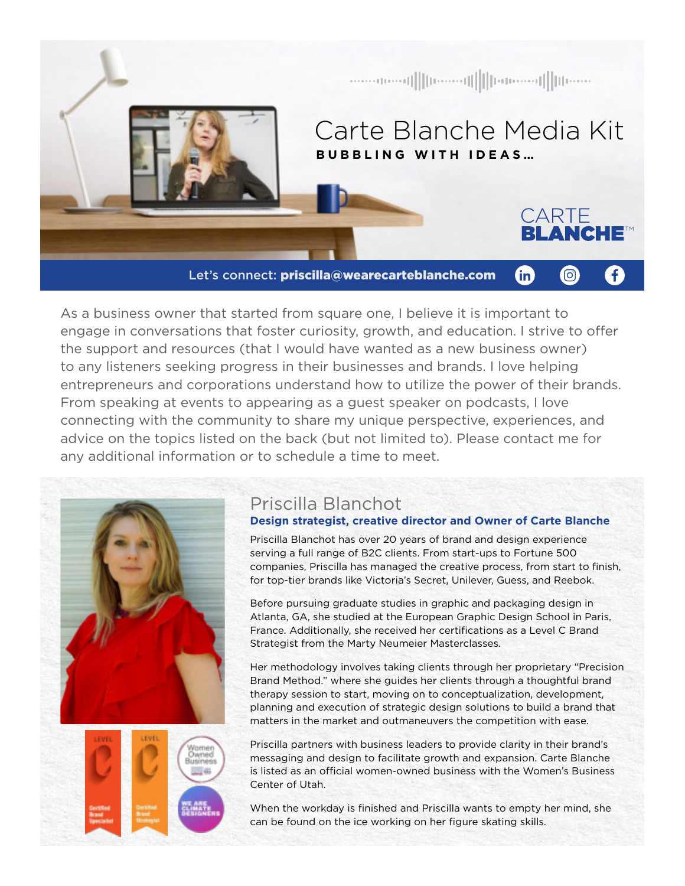# Carte Blanche Media Kit

**BUBBLING WITH IDEAS...**

CARTE **BLANCHE**™

Let's connect: **priscilla@wearecarteblanche.com**

As a business owner that started from square one, I believe it is important to engage in conversations that foster curiosity, growth, and education. I strive to offer the support and resources (that I would have wanted as a new business owner) to any listeners seeking progress in their businesses and brands. I love helping entrepreneurs and corporations understand how to utilize the power of their brands. From speaking at events to appearing as a guest speaker on podcasts, I love connecting with the community to share my unique perspective, experiences, and advice on the topics listed on the back (but not limited to). Please contact me for any additional information or to schedule a time to meet.

## Priscilla Blanchot

**Design strategist, creative director and Owner of Carte Blanche**

Priscilla Blanchot has over 20 years of brand and design experience serving a full range of B2C clients. From start-ups to Fortune 500 companies, Priscilla has managed the creative process, from start to finish, for top-tier brands like Victoria's Secret, Unilever, Guess, and Reebok.

Before pursuing graduate studies in graphic and packaging design in Atlanta, GA, she studied at the European Graphic Design School in Paris, France. Additionally, she received her certifications as a Level C Brand Strategist from the Marty Neumeier Masterclasses.

Her methodology involves taking clients through her proprietary "Precision Brand Method." where she guides her clients through a thoughtful brand therapy session to start, moving on to conceptualization, development, planning and execution of strategic design solutions to build a brand that matters in the market and outmaneuvers the competition with ease.

Priscilla partners with business leaders to provide clarity in their brand's messaging and design to facilitate growth and expansion. Carte Blanche is listed as an official women-owned business with the Women's Business Center of Utah.

When the workday is finished and Priscilla wants to empty her mind, she can be found on the ice working on her figure skating skills.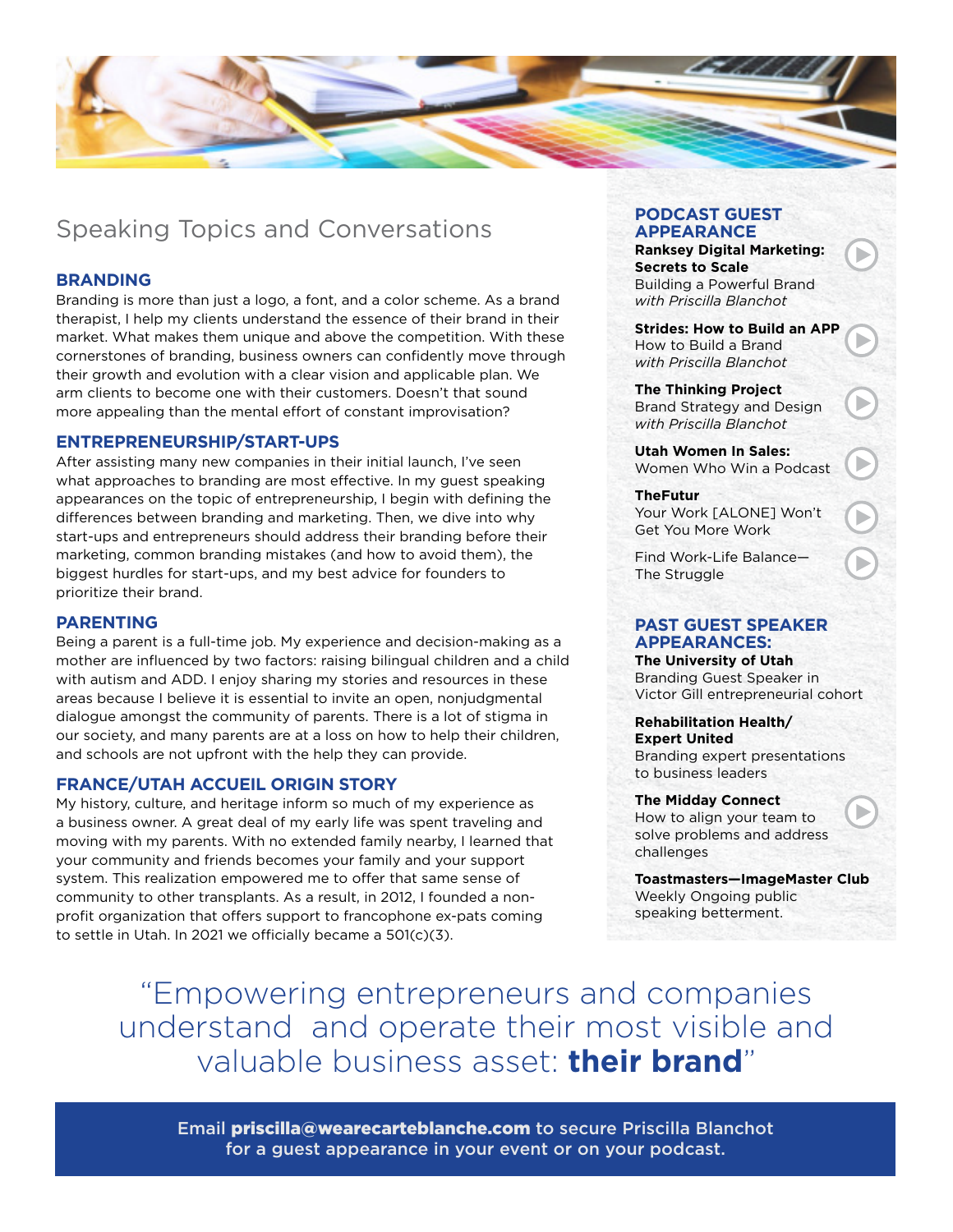## Speaking Topics and Conversations

### BRANDING

Branding is more than just a logo, a font, and a color scheme. As a brand therapist, I help my clients understand the essence of their brand in their market. What makes them unique and above the competition. With these cornerstones of branding, business owners can confidently move through their growth and evolution with a clear vision and applicable plan. We arm clients to become one with their customers. Doesn't that sound more appealing than the mental effort of constant improvisation?

### ENTREPRENEURSHIP/START-UPS

After assisting many new companies in their initial launch, I've seen what approaches to branding are most effective. In my guest speaking appearances on the topic of entrepreneurship, I begin with defining the differences between branding and marketing. Then, we dive into why start-ups and entrepreneurs should address their branding before their marketing, common branding mistakes (and how to avoid them), the biggest hurdles for start-ups, and my best advice for founders to prioritize their brand.

### PARENTING

Being a parent is a full-time job. My experience and decision-making as a mother are influenced by two factors: raising bilingual children and a child with autism and ADD. I enjoy sharing my stories and resources in these areas because I believe it is essential to invite an open, nonjudgmental dialogue amongst the community of parents. There is a lot of stigma in our society, and many parents are at a loss on how to help their children, and schools are not upfront with the help they can provide.

### FRANCE/UTAH ACCUEIL ORIGIN STORY

My history, culture, and heritage inform so much of my experience as a business owner. A great deal of my early life was spent traveling and moving with my parents. With no extended family nearby, I learned that your community and friends becomes your family and your support system. This realization empowered me to offer that same sense of community to other transplants. As a result, in 2012, I founded a non-profit organization that offers support to francophone ex-pats coming to settle in Utah. In 2021 we officially became a 501(c)(3).

### PODCAST GUEST APPEARANCE

**Ranksey Digital Marketing: Secrets to Scale**
Building a Powerful Brand
*with Priscilla Blanchot*

**Strides: How to Build an APP**
How to Build a Brand
*with Priscilla Blanchot*

**The Thinking Project**
Brand Strategy and Design
*with Priscilla Blanchot*

**Utah Women In Sales:**
Women Who Win a Podcast

**TheFutur**
Your Work [ALONE] Won't Get You More Work

Find Work-Life Balance—The Struggle

### PAST GUEST SPEAKER APPEARANCES:

**The University of Utah**
Branding Guest Speaker in Victor Gill entrepreneurial cohort

**Rehabilitation Health/ Expert United**
Branding expert presentations to business leaders

**The Midday Connect**
How to align your team to solve problems and address challenges

**Toastmasters—ImageMaster Club**
Weekly Ongoing public speaking betterment.

"Empowering entrepreneurs and companies understand and operate their most visible and valuable business asset: **their brand**"

Email **priscilla@wearecarteblanche.com** to secure Priscilla Blanchot for a guest appearance in your event or on your podcast.